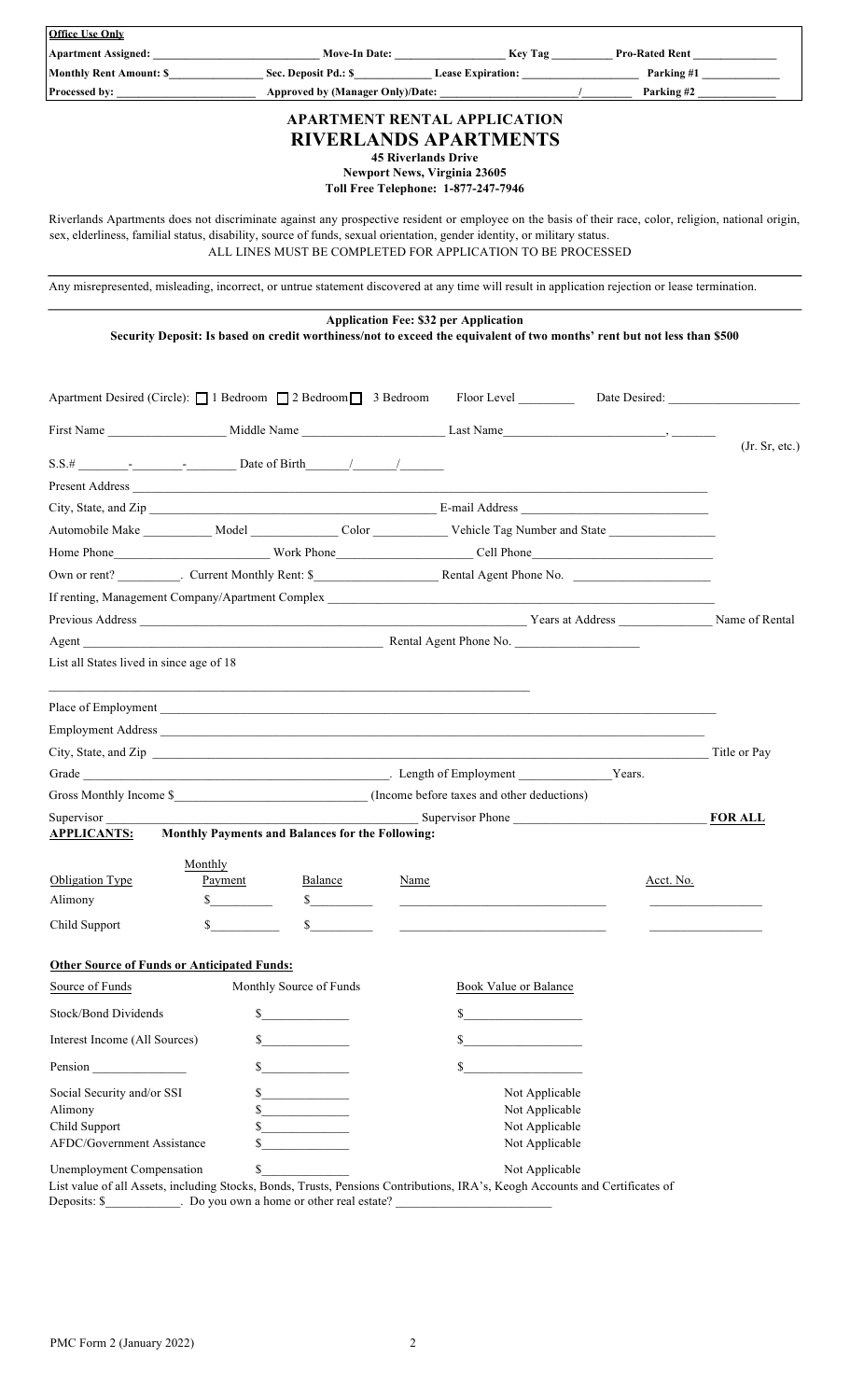**Office Use Only**

**Apartment Assigned:** ____________________ **Move-In Date:** ______________ **Key Tag** __________ **Pro-Rated Rent** ______________

**Monthly Rent Amount: $**______________ **Sec. Deposit Pd.: $**____________ **Lease Expiration:** ________________ **Parking #1** ____________

**Processed by:** ____________________ **Approved by (Manager Only)/Date:** ____________________/________ **Parking #2** ____________

# APARTMENT RENTAL APPLICATION

# RIVERLANDS APARTMENTS

**45 Riverlands Drive**
**Newport News, Virginia 23605**
**Toll Free Telephone: 1-877-247-7946**

Riverlands Apartments does not discriminate against any prospective resident or employee on the basis of their race, color, religion, national origin, sex, elderliness, familial status, disability, source of funds, sexual orientation, gender identity, or military status.

ALL LINES MUST BE COMPLETED FOR APPLICATION TO BE PROCESSED

Any misrepresented, misleading, incorrect, or untrue statement discovered at any time will result in application rejection or lease termination.

**Application Fee: $32 per Application**

**Security Deposit: Is based on credit worthiness/not to exceed the equivalent of two months' rent but not less than $500**

Apartment Desired (Circle): ☐ 1 Bedroom ☐ 2 Bedroom ☐ 3 Bedroom Floor Level ________ Date Desired: ________________

First Name ________________ Middle Name ____________________ Last Name ______________________, _______ (Jr. Sr, etc.)

S.S.# _______-_______-_______ Date of Birth _____/_____/______

Present Address ____________________________________________________________

City, State, and Zip ______________________________ E-mail Address ______________________

Automobile Make __________ Model ____________ Color __________ Vehicle Tag Number and State ______________

Home Phone ____________________ Work Phone ________________ Cell Phone ______________________

Own or rent? _________. Current Monthly Rent: $________________ Rental Agent Phone No. __________________

If renting, Management Company/Apartment Complex ____________________________________________

Previous Address ____________________________________________ Years at Address ____________ Name of Rental Agent ______________________________________ Rental Agent Phone No. __________________

List all States lived in since age of 18

____________________________________________________________

Place of Employment ____________________________________________________________

Employment Address ____________________________________________________________

City, State, and Zip ____________________________________________________________ Title or Pay Grade ____________________________________________. Length of Employment ______________Years.

Gross Monthly Income $__________________________ (Income before taxes and other deductions)

Supervisor ____________________________________ Supervisor Phone ______________________________ **FOR ALL APPLICANTS:** **Monthly Payments and Balances for the Following:**

| Obligation Type | Monthly Payment | Balance | Name | Acct. No. |
|---|---|---|---|---|
| Alimony | $________ | $________ | ______________________________ | ______________ |
| Child Support | $________ | $________ | ______________________________ | ______________ |

**Other Source of Funds or Anticipated Funds:**

| Source of Funds | Monthly Source of Funds | Book Value or Balance |
|---|---|---|
| Stock/Bond Dividends | $____________ | $________________ |
| Interest Income (All Sources) | $____________ | $________________ |
| Pension ______________ | $____________ | $________________ |
| Social Security and/or SSI | $____________ | Not Applicable |
| Alimony | $____________ | Not Applicable |
| Child Support | $____________ | Not Applicable |
| AFDC/Government Assistance | $____________ | Not Applicable |
| Unemployment Compensation | $____________ | Not Applicable |

List value of all Assets, including Stocks, Bonds, Trusts, Pensions Contributions, IRA's, Keogh Accounts and Certificates of Deposits: $____________. Do you own a home or other real estate? ______________________

PMC Form 2 (January 2022)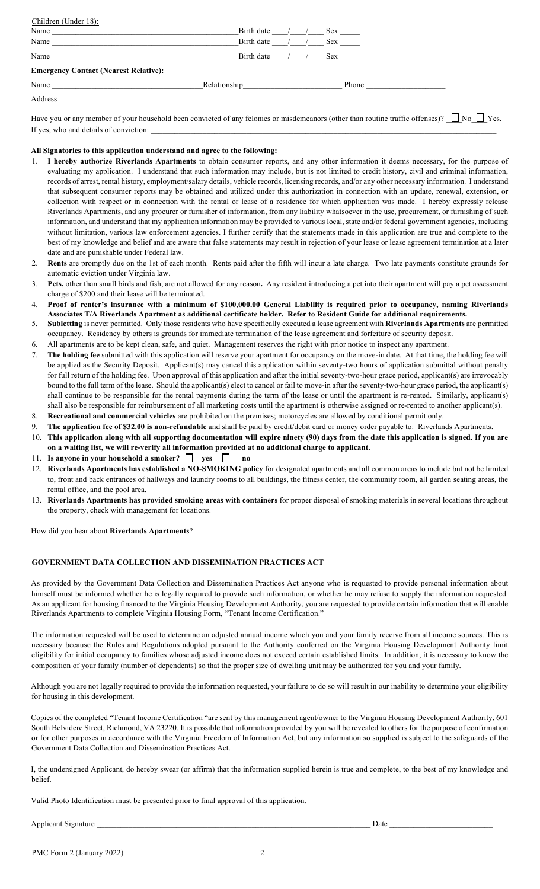Children (Under 18):

Name \_\_\_\_\_\_\_\_\_\_\_\_\_\_\_\_\_\_\_\_\_\_\_\_\_\_\_\_\_\_\_\_\_\_\_\_\_\_\_\_ Birth date \_\_\_\_/\_\_\_\_/\_\_\_\_ Sex \_\_\_\_\_

Name \_\_\_\_\_\_\_\_\_\_\_\_\_\_\_\_\_\_\_\_\_\_\_\_\_\_\_\_\_\_\_\_\_\_\_\_\_\_\_\_ Birth date \_\_\_\_/\_\_\_\_/\_\_\_\_ Sex \_\_\_\_\_

Name \_\_\_\_\_\_\_\_\_\_\_\_\_\_\_\_\_\_\_\_\_\_\_\_\_\_\_\_\_\_\_\_\_\_\_\_\_\_\_\_ Birth date \_\_\_\_/\_\_\_\_/\_\_\_\_ Sex \_\_\_\_\_

**Emergency Contact (Nearest Relative):**

Name \_\_\_\_\_\_\_\_\_\_\_\_\_\_\_\_\_\_\_\_\_\_\_\_\_\_\_\_\_\_\_\_ Relationship \_\_\_\_\_\_\_\_\_\_\_\_\_\_\_\_\_\_\_\_\_\_ Phone \_\_\_\_\_\_\_\_\_\_\_\_\_\_\_\_\_\_

Address \_\_\_\_\_\_\_\_\_\_\_\_\_\_\_\_\_\_\_\_\_\_\_\_\_\_\_\_\_\_\_\_\_\_\_\_\_\_\_\_\_\_\_\_\_\_\_\_\_\_\_\_\_\_\_\_\_\_\_\_\_\_\_\_\_\_\_\_\_\_\_\_\_\_\_\_

Have you or any member of your household been convicted of any felonies or misdemeanors (other than routine traffic offenses)? ☐ No ☐ Yes.
If yes, who and details of conviction: \_\_\_\_\_\_\_\_\_\_\_\_\_\_\_\_\_\_\_\_\_\_\_\_\_\_\_\_\_\_\_\_\_\_\_\_\_\_\_\_\_\_\_\_\_\_\_\_\_\_\_\_\_\_\_\_\_\_\_\_

**All Signatories to this application understand and agree to the following:**

1. **I hereby authorize Riverlands Apartments** to obtain consumer reports, and any other information it deems necessary, for the purpose of evaluating my application. I understand that such information may include, but is not limited to credit history, civil and criminal information, records of arrest, rental history, employment/salary details, vehicle records, licensing records, and/or any other necessary information. I understand that subsequent consumer reports may be obtained and utilized under this authorization in connection with an update, renewal, extension, or collection with respect or in connection with the rental or lease of a residence for which application was made. I hereby expressly release Riverlands Apartments, and any procurer or furnisher of information, from any liability whatsoever in the use, procurement, or furnishing of such information, and understand that my application information may be provided to various local, state and/or federal government agencies, including without limitation, various law enforcement agencies. I further certify that the statements made in this application are true and complete to the best of my knowledge and belief and are aware that false statements may result in rejection of your lease or lease agreement termination at a later date and are punishable under Federal law.
2. **Rents** are promptly due on the 1st of each month. Rents paid after the fifth will incur a late charge. Two late payments constitute grounds for automatic eviction under Virginia law.
3. **Pets,** other than small birds and fish, are not allowed for any reason**.** Any resident introducing a pet into their apartment will pay a pet assessment charge of $200 and their lease will be terminated.
4. **Proof of renter's insurance with a minimum of $100,000.00 General Liability is required prior to occupancy, naming Riverlands Associates T/A Riverlands Apartment as additional certificate holder. Refer to Resident Guide for additional requirements.**
5. **Subletting** is never permitted. Only those residents who have specifically executed a lease agreement with **Riverlands Apartments** are permitted occupancy. Residency by others is grounds for immediate termination of the lease agreement and forfeiture of security deposit.
6. All apartments are to be kept clean, safe, and quiet. Management reserves the right with prior notice to inspect any apartment.
7. **The holding fee** submitted with this application will reserve your apartment for occupancy on the move-in date. At that time, the holding fee will be applied as the Security Deposit. Applicant(s) may cancel this application within seventy-two hours of application submittal without penalty for full return of the holding fee. Upon approval of this application and after the initial seventy-two-hour grace period, applicant(s) are irrevocably bound to the full term of the lease. Should the applicant(s) elect to cancel or fail to move-in after the seventy-two-hour grace period, the applicant(s) shall continue to be responsible for the rental payments during the term of the lease or until the apartment is re-rented. Similarly, applicant(s) shall also be responsible for reimbursement of all marketing costs until the apartment is otherwise assigned or re-rented to another applicant(s).
8. **Recreational and commercial vehicles** are prohibited on the premises; motorcycles are allowed by conditional permit only.
9. **The application fee of $32.00 is non-refundable** and shall be paid by credit/debit card or money order payable to: Riverlands Apartments.
10. **This application along with all supporting documentation will expire ninety (90) days from the date this application is signed. If you are on a waiting list, we will re-verify all information provided at no additional charge to applicant.**
11. **Is anyone in your household a smoker?** ☐ **yes** ☐ **no**
12. **Riverlands Apartments has established a NO-SMOKING policy** for designated apartments and all common areas to include but not be limited to, front and back entrances of hallways and laundry rooms to all buildings, the fitness center, the community room, all garden seating areas, the rental office, and the pool area.
13. **Riverlands Apartments has provided smoking areas with containers** for proper disposal of smoking materials in several locations throughout the property, check with management for locations.

How did you hear about **Riverlands Apartments**? \_\_\_\_\_\_\_\_\_\_\_\_\_\_\_\_\_\_\_\_\_\_\_\_\_\_\_\_\_\_\_\_\_\_\_\_\_\_\_\_\_\_\_\_\_\_\_\_\_\_\_\_

## GOVERNMENT DATA COLLECTION AND DISSEMINATION PRACTICES ACT

As provided by the Government Data Collection and Dissemination Practices Act anyone who is requested to provide personal information about himself must be informed whether he is legally required to provide such information, or whether he may refuse to supply the information requested. As an applicant for housing financed to the Virginia Housing Development Authority, you are requested to provide certain information that will enable Riverlands Apartments to complete Virginia Housing Form, "Tenant Income Certification."

The information requested will be used to determine an adjusted annual income which you and your family receive from all income sources. This is necessary because the Rules and Regulations adopted pursuant to the Authority conferred on the Virginia Housing Development Authority limit eligibility for initial occupancy to families whose adjusted income does not exceed certain established limits. In addition, it is necessary to know the composition of your family (number of dependents) so that the proper size of dwelling unit may be authorized for you and your family.

Although you are not legally required to provide the information requested, your failure to do so will result in our inability to determine your eligibility for housing in this development.

Copies of the completed "Tenant Income Certification "are sent by this management agent/owner to the Virginia Housing Development Authority, 601 South Belvidere Street, Richmond, VA 23220. It is possible that information provided by you will be revealed to others for the purpose of confirmation or for other purposes in accordance with the Virginia Freedom of Information Act, but any information so supplied is subject to the safeguards of the Government Data Collection and Dissemination Practices Act.

I, the undersigned Applicant, do hereby swear (or affirm) that the information supplied herein is true and complete, to the best of my knowledge and belief.

Valid Photo Identification must be presented prior to final approval of this application.

Applicant Signature \_\_\_\_\_\_\_\_\_\_\_\_\_\_\_\_\_\_\_\_\_\_\_\_\_\_\_\_\_\_\_\_\_\_\_\_\_\_\_\_\_\_\_\_\_\_\_\_\_\_\_\_ Date \_\_\_\_\_\_\_\_\_\_\_\_\_\_\_\_\_\_\_\_\_\_

PMC Form 2 (January 2022)